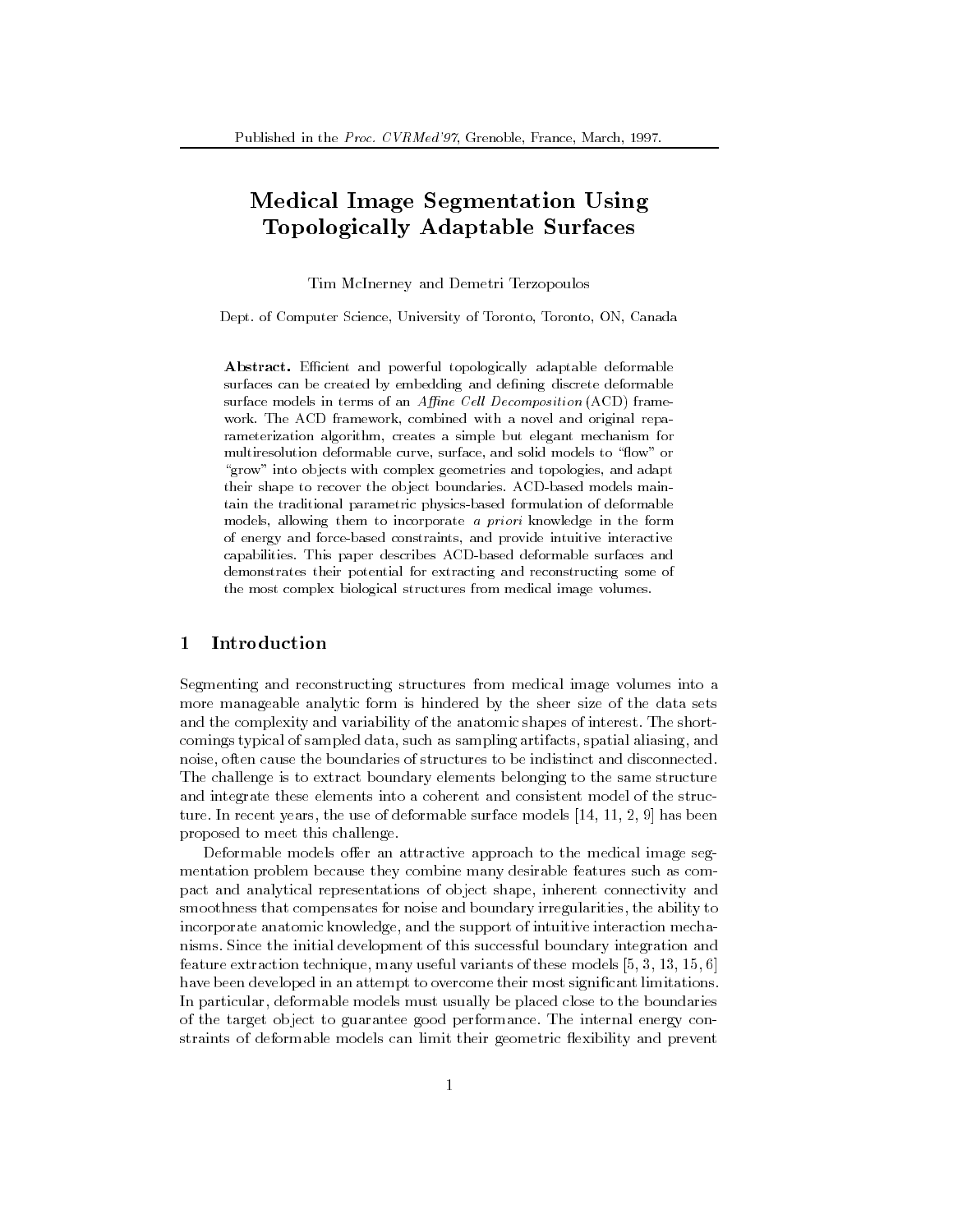Published in the *Proc. CVRMed'97*, Grenoble, France, March, 1997.

# Medical Image Segmentation Using Topologically Adaptable Surfaces

Tim McInerney and Demetri Terzopoulos

Dept. of Computer Science, University of Toronto, Toronto, ON, Canada

**Abstract.** Efficient and powerful topologically adaptable deformable surfaces can be created by embedding and defining discrete deformable surface models in terms of an *Affine Cell Decomposition* (ACD) framework. The ACD framework, combined with a novel and original reparameterization algorithm, creates a simple but elegant mechanism for multiresolution deformable curve, surface, and solid models to "flow" or "grow" into objects with complex geometries and topologies, and adapt their shape to recover the object boundaries. ACD-based models maintain the traditional parametric physics-based formulation of deformable models, allowing them to incorporate *a priori* knowledge in the form of energy and force-based constraints, and provide intuitive interactive capabilities. This paper describes ACD-based deformable surfaces and demonstrates their potential for extracting and reconstructing some of the most complex biological structures from medical image volumes.

## 1 Introduction

Segmenting and reconstructing structures from medical image volumes into a more manageable analytic form is hindered by the sheer size of the data sets and the complexity and variability of the anatomic shapes of interest. The shortcomings typical of sampled data, such as sampling artifacts, spatial aliasing, and noise, often cause the boundaries of structures to be indistinct and disconnected. The challenge is to extract boundary elements belonging to the same structure and integrate these elements into a coherent and consistent model of the structure. In recent years, the use of deformable surface models [14, 11, 2, 9] has been proposed to meet this challenge.

Deformable models offer an attractive approach to the medical image segmentation problem because they combine many desirable features such as compact and analytical representations of object shape, inherent connectivity and smoothness that compensates for noise and boundary irregularities, the ability to incorporate anatomic knowledge, and the support of intuitive interaction mechanisms. Since the initial development of this successful boundary integration and feature extraction technique, many useful variants of these models [5, 3, 13, 15, 6] have been developed in an attempt to overcome their most significant limitations. In particular, deformable models must usually be placed close to the boundaries of the target object to guarantee good performance. The internal energy constraints of deformable models can limit their geometric flexibility and prevent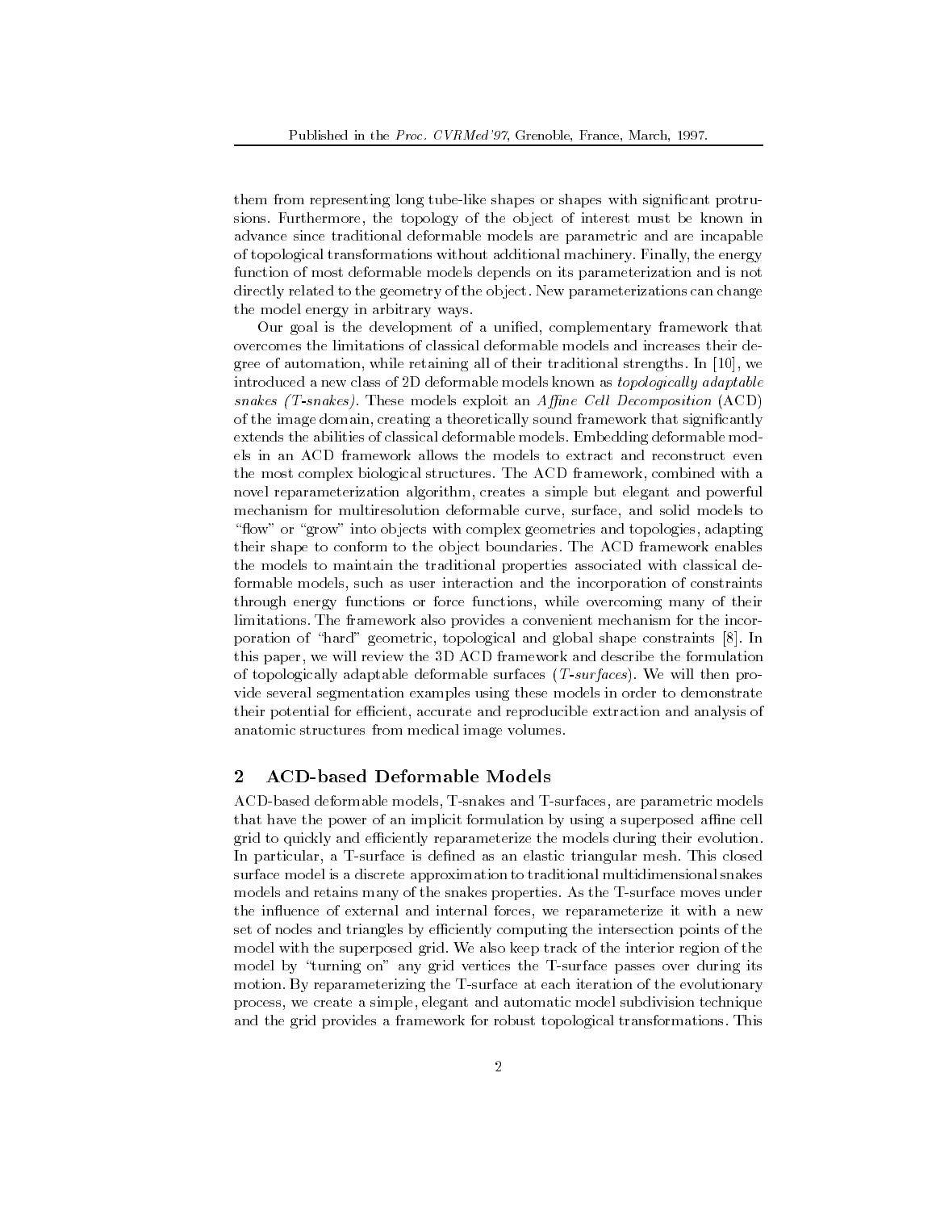them from representing long tube-like shapes or shapes with significant protrusions. Furthermore, the topology of the object of interest must be known in advance since traditional deformable models are parametric and are incapable of topological transformations without additional machinery. Finally, the energy function of most deformable models depends on its parameterization and is not directly related to the geometry of the object. New parameterizations can change the model energy in arbitrary ways.

Our goal is the development of a unified, complementary framework that overcomes the limitations of classical deformable models and increases their degree of automation, while retaining all of their traditional strengths. In [10], we introduced a new class of 2D deformable models known as *topologically adaptable snakes (T-snakes)*. These models exploit an *Affine Cell Decomposition* (ACD) of the image domain, creating a theoretically sound framework that significantly extends the abilities of classical deformable models. Embedding deformable models in an ACD framework allows the models to extract and reconstruct even the most complex biological structures. The ACD framework, combined with a novel reparameterization algorithm, creates a simple but elegant and powerful mechanism for multiresolution deformable curve, surface, and solid models to "flow" or "grow" into objects with complex geometries and topologies, adapting their shape to conform to the object boundaries. The ACD framework enables the models to maintain the traditional properties associated with classical deformable models, such as user interaction and the incorporation of constraints through energy functions or force functions, while overcoming many of their limitations. The framework also provides a convenient mechanism for the incorporation of "hard" geometric, topological and global shape constraints [8]. In this paper, we will review the 3D ACD framework and describe the formulation of topologically adaptable deformable surfaces (*T-surfaces*). We will then provide several segmentation examples using these models in order to demonstrate their potential for efficient, accurate and reproducible extraction and analysis of anatomic structures from medical image volumes.

## 2 ACD-based Deformable Models

ACD-based deformable models, T-snakes and T-surfaces, are parametric models that have the power of an implicit formulation by using a superposed affine cell grid to quickly and efficiently reparameterize the models during their evolution. In particular, a T-surface is defined as an elastic triangular mesh. This closed surface model is a discrete approximation to traditional multidimensional snakes models and retains many of the snakes properties. As the T-surface moves under the influence of external and internal forces, we reparameterize it with a new set of nodes and triangles by efficiently computing the intersection points of the model with the superposed grid. We also keep track of the interior region of the model by "turning on" any grid vertices the T-surface passes over during its motion. By reparameterizing the T-surface at each iteration of the evolutionary process, we create a simple, elegant and automatic model subdivision technique and the grid provides a framework for robust topological transformations. This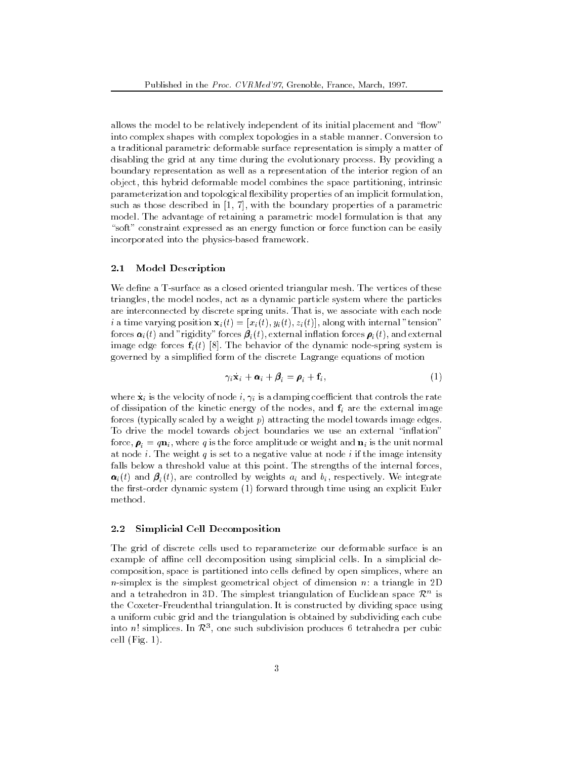allows the model to be relatively independent of its initial placement and "flow" into complex shapes with complex topologies in a stable manner. Conversion to a traditional parametric deformable surface representation is simply a matter of disabling the grid at any time during the evolutionary process. By providing a boundary representation as well as a representation of the interior region of an object, this hybrid deformable model combines the space partitioning, intrinsic parameterization and topological flexibility properties of an implicit formulation, such as those described in [1, 7], with the boundary properties of a parametric model. The advantage of retaining a parametric model formulation is that any "soft" constraint expressed as an energy function or force function can be easily incorporated into the physics-based framework.

### 2.1 Model Description

We define a T-surface as a closed oriented triangular mesh. The vertices of these triangles, the model nodes, act as a dynamic particle system where the particles are interconnected by discrete spring units. That is, we associate with each node $i$ a time varying position $\mathbf{x}_i(t) = [x_i(t), y_i(t), z_i(t)]$, along with internal "tension" forces $\boldsymbol{\alpha}_i(t)$ and "rigidity" forces $\boldsymbol{\beta}_i(t)$, external inflation forces $\boldsymbol{\rho}_i(t)$, and external image edge forces $\mathbf{f}_i(t)$ [8]. The behavior of the dynamic node-spring system is governed by a simplified form of the discrete Lagrange equations of motion

$$\gamma_i \dot{\mathbf{x}}_i + \boldsymbol{\alpha}_i + \boldsymbol{\beta}_i = \boldsymbol{\rho}_i + \mathbf{f}_i, \tag{1}$$

where $\dot{\mathbf{x}}_i$ is the velocity of node $i$, $\gamma_i$ is a damping coefficient that controls the rate of dissipation of the kinetic energy of the nodes, and $\mathbf{f}_i$ are the external image forces (typically scaled by a weight $p$) attracting the model towards image edges. To drive the model towards object boundaries we use an external "inflation" force, $\boldsymbol{\rho}_i = q\mathbf{n}_i$, where $q$ is the force amplitude or weight and $\mathbf{n}_i$ is the unit normal at node $i$. The weight $q$ is set to a negative value at node $i$ if the image intensity falls below a threshold value at this point. The strengths of the internal forces, $\boldsymbol{\alpha}_i(t)$ and $\boldsymbol{\beta}_i(t)$, are controlled by weights $a_i$ and $b_i$, respectively. We integrate the first-order dynamic system (1) forward through time using an explicit Euler method.

### 2.2 Simplicial Cell Decomposition

The grid of discrete cells used to reparameterize our deformable surface is an example of affine cell decomposition using simplicial cells. In a simplicial decomposition, space is partitioned into cells defined by open simplices, where an $n$-simplex is the simplest geometrical object of dimension $n$: a triangle in 2D and a tetrahedron in 3D. The simplest triangulation of Euclidean space $\mathcal{R}^n$ is the Coxeter-Freudenthal triangulation. It is constructed by dividing space using a uniform cubic grid and the triangulation is obtained by subdividing each cube into $n!$ simplices. In $\mathcal{R}^3$, one such subdivision produces 6 tetrahedra per cubic cell (Fig. 1).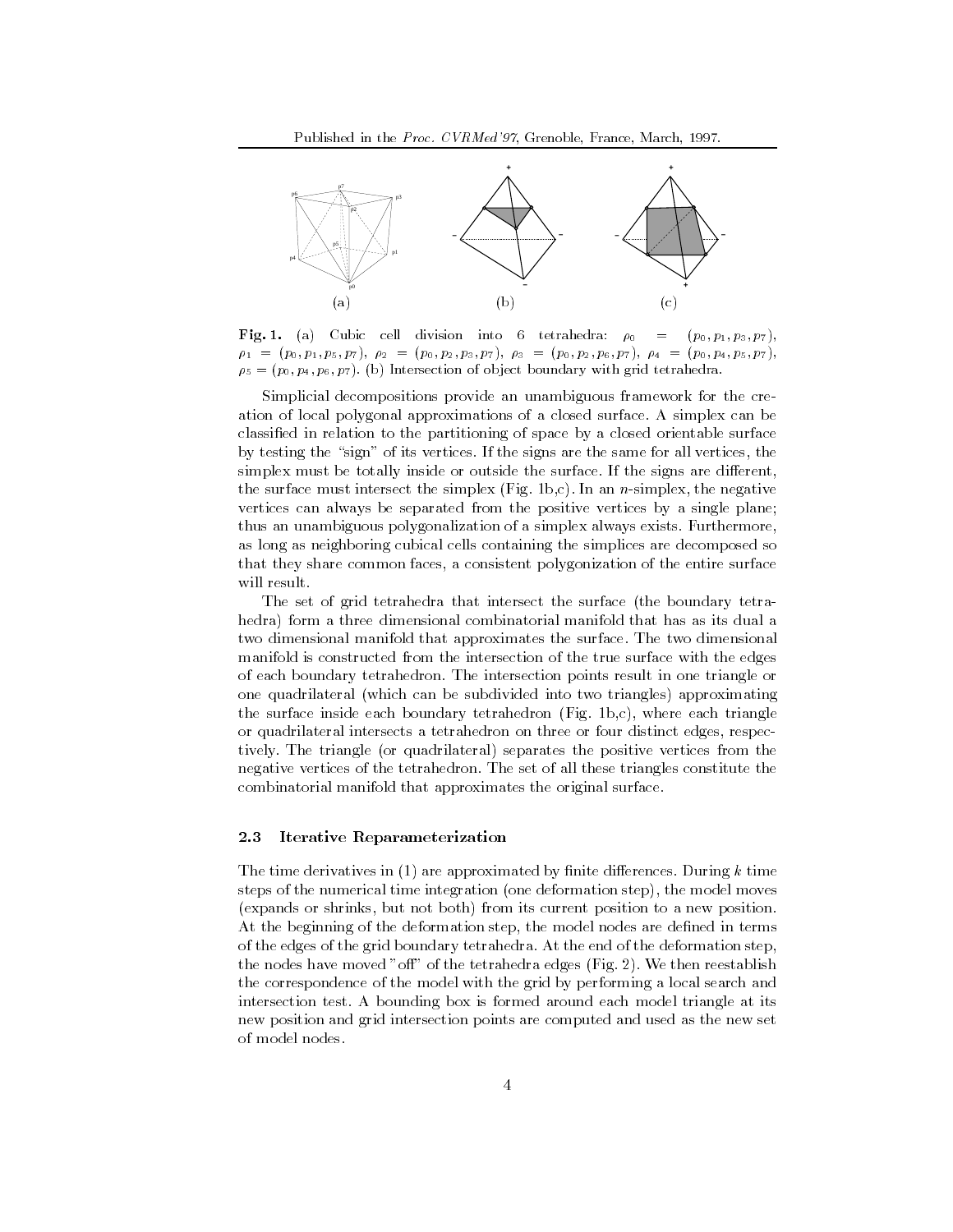**Fig. 1.** (a) Cubic cell division into 6 tetrahedra: $\rho_0 = (p_0, p_1, p_3, p_7)$, $\rho_1 = (p_0, p_1, p_5, p_7)$, $\rho_2 = (p_0, p_2, p_3, p_7)$, $\rho_3 = (p_0, p_2, p_6, p_7)$, $\rho_4 = (p_0, p_4, p_5, p_7)$, $\rho_5 = (p_0, p_4, p_6, p_7)$. (b) Intersection of object boundary with grid tetrahedra.

Simplicial decompositions provide an unambiguous framework for the creation of local polygonal approximations of a closed surface. A simplex can be classified in relation to the partitioning of space by a closed orientable surface by testing the "sign" of its vertices. If the signs are the same for all vertices, the simplex must be totally inside or outside the surface. If the signs are different, the surface must intersect the simplex (Fig. 1b,c). In an $n$-simplex, the negative vertices can always be separated from the positive vertices by a single plane; thus an unambiguous polygonalization of a simplex always exists. Furthermore, as long as neighboring cubical cells containing the simplices are decomposed so that they share common faces, a consistent polygonization of the entire surface will result.

The set of grid tetrahedra that intersect the surface (the boundary tetrahedra) form a three dimensional combinatorial manifold that has as its dual a two dimensional manifold that approximates the surface. The two dimensional manifold is constructed from the intersection of the true surface with the edges of each boundary tetrahedron. The intersection points result in one triangle or one quadrilateral (which can be subdivided into two triangles) approximating the surface inside each boundary tetrahedron (Fig. 1b,c), where each triangle or quadrilateral intersects a tetrahedron on three or four distinct edges, respectively. The triangle (or quadrilateral) separates the positive vertices from the negative vertices of the tetrahedron. The set of all these triangles constitute the combinatorial manifold that approximates the original surface.

### 2.3 Iterative Reparameterization

The time derivatives in (1) are approximated by finite differences. During $k$ time steps of the numerical time integration (one deformation step), the model moves (expands or shrinks, but not both) from its current position to a new position. At the beginning of the deformation step, the model nodes are defined in terms of the edges of the grid boundary tetrahedra. At the end of the deformation step, the nodes have moved "off" of the tetrahedra edges (Fig. 2). We then reestablish the correspondence of the model with the grid by performing a local search and intersection test. A bounding box is formed around each model triangle at its new position and grid intersection points are computed and used as the new set of model nodes.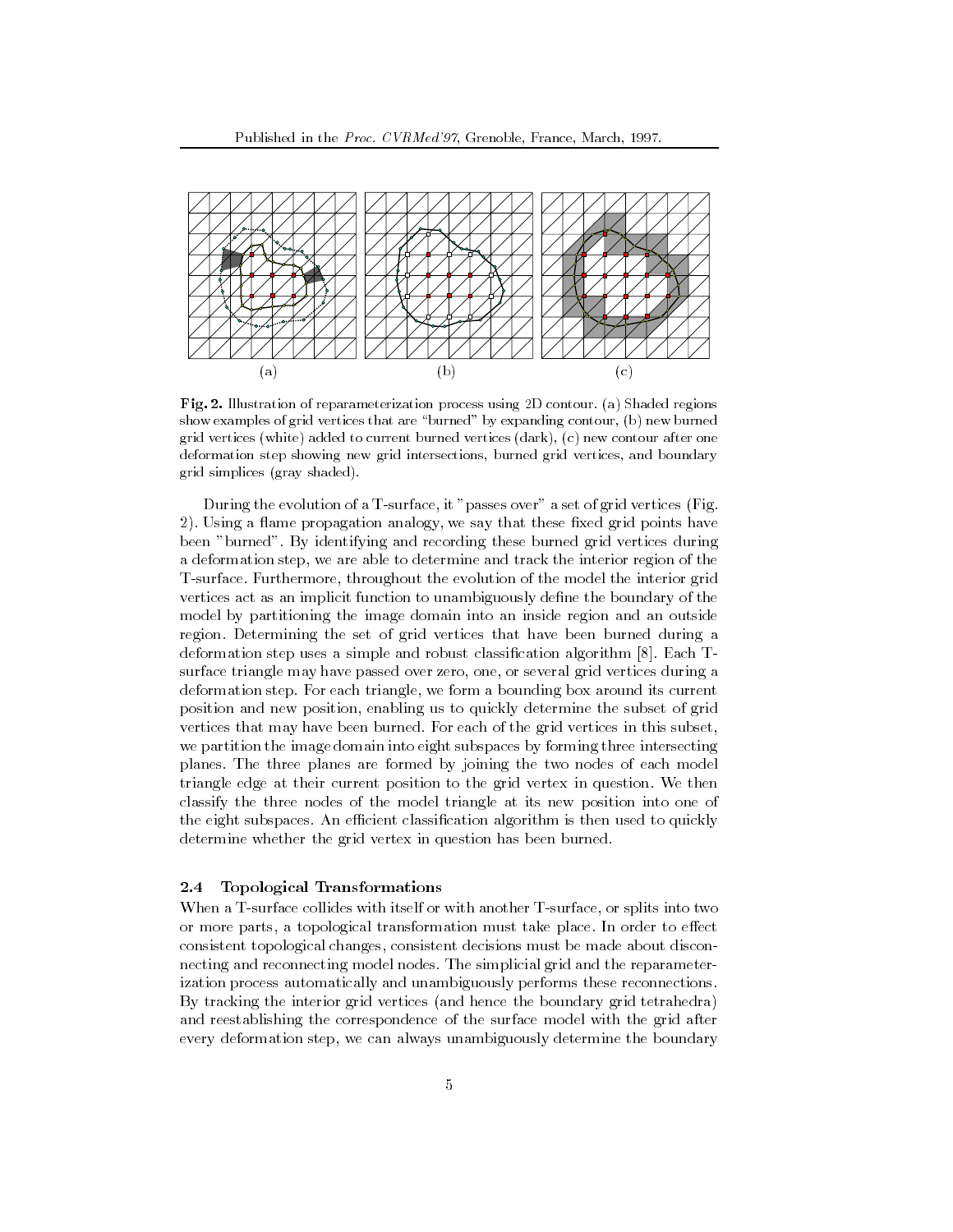(a) (b) (c)

**Fig. 2.** Illustration of reparameterization process using 2D contour. (a) Shaded regions show examples of grid vertices that are "burned" by expanding contour, (b) new burned grid vertices (white) added to current burned vertices (dark), (c) new contour after one deformation step showing new grid intersections, burned grid vertices, and boundary grid simplices (gray shaded).

During the evolution of a T-surface, it "passes over" a set of grid vertices (Fig. 2). Using a flame propagation analogy, we say that these fixed grid points have been "burned". By identifying and recording these burned grid vertices during a deformation step, we are able to determine and track the interior region of the T-surface. Furthermore, throughout the evolution of the model the interior grid vertices act as an implicit function to unambiguously define the boundary of the model by partitioning the image domain into an inside region and an outside region. Determining the set of grid vertices that have been burned during a deformation step uses a simple and robust classification algorithm [8]. Each T-surface triangle may have passed over zero, one, or several grid vertices during a deformation step. For each triangle, we form a bounding box around its current position and new position, enabling us to quickly determine the subset of grid vertices that may have been burned. For each of the grid vertices in this subset, we partition the image domain into eight subspaces by forming three intersecting planes. The three planes are formed by joining the two nodes of each model triangle edge at their current position to the grid vertex in question. We then classify the three nodes of the model triangle at its new position into one of the eight subspaces. An efficient classification algorithm is then used to quickly determine whether the grid vertex in question has been burned.

### 2.4 Topological Transformations

When a T-surface collides with itself or with another T-surface, or splits into two or more parts, a topological transformation must take place. In order to effect consistent topological changes, consistent decisions must be made about disconnecting and reconnecting model nodes. The simplicial grid and the reparameterization process automatically and unambiguously performs these reconnections. By tracking the interior grid vertices (and hence the boundary grid tetrahedra) and reestablishing the correspondence of the surface model with the grid after every deformation step, we can always unambiguously determine the boundary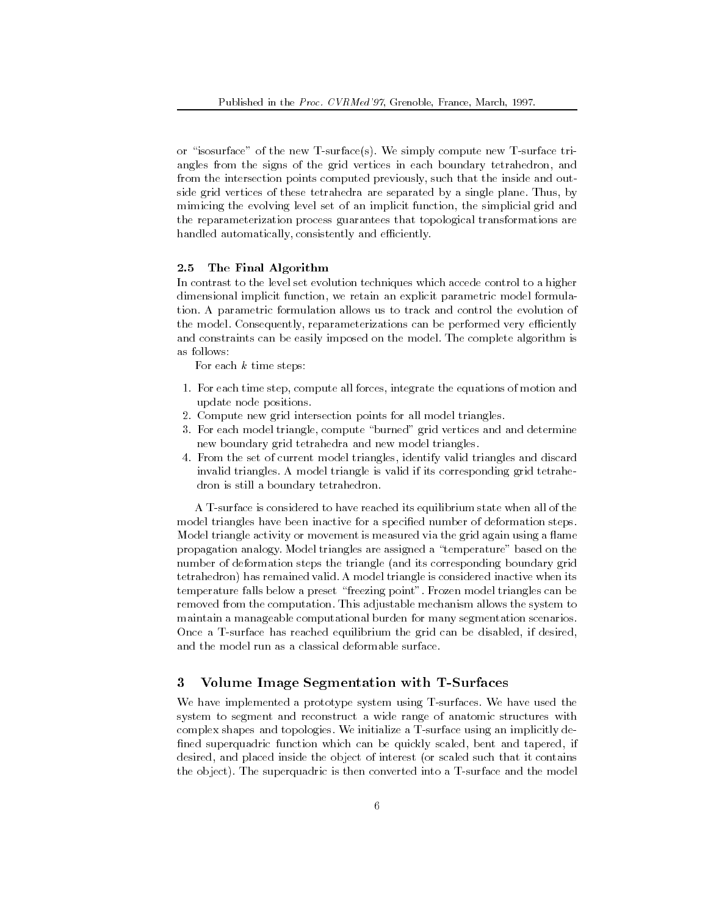or "isosurface" of the new T-surface(s). We simply compute new T-surface triangles from the signs of the grid vertices in each boundary tetrahedron, and from the intersection points computed previously, such that the inside and outside grid vertices of these tetrahedra are separated by a single plane. Thus, by mimicing the evolving level set of an implicit function, the simplicial grid and the reparameterization process guarantees that topological transformations are handled automatically, consistently and efficiently.

### 2.5 The Final Algorithm

In contrast to the level set evolution techniques which accede control to a higher dimensional implicit function, we retain an explicit parametric model formulation. A parametric formulation allows us to track and control the evolution of the model. Consequently, reparameterizations can be performed very efficiently and constraints can be easily imposed on the model. The complete algorithm is as follows:

For each $k$ time steps:

1. For each time step, compute all forces, integrate the equations of motion and update node positions.
2. Compute new grid intersection points for all model triangles.
3. For each model triangle, compute "burned" grid vertices and and determine new boundary grid tetrahedra and new model triangles.
4. From the set of current model triangles, identify valid triangles and discard invalid triangles. A model triangle is valid if its corresponding grid tetrahedron is still a boundary tetrahedron.

A T-surface is considered to have reached its equilibrium state when all of the model triangles have been inactive for a specified number of deformation steps. Model triangle activity or movement is measured via the grid again using a flame propagation analogy. Model triangles are assigned a "temperature" based on the number of deformation steps the triangle (and its corresponding boundary grid tetrahedron) has remained valid. A model triangle is considered inactive when its temperature falls below a preset "freezing point". Frozen model triangles can be removed from the computation. This adjustable mechanism allows the system to maintain a manageable computational burden for many segmentation scenarios. Once a T-surface has reached equilibrium the grid can be disabled, if desired, and the model run as a classical deformable surface.

## 3 Volume Image Segmentation with T-Surfaces

We have implemented a prototype system using T-surfaces. We have used the system to segment and reconstruct a wide range of anatomic structures with complex shapes and topologies. We initialize a T-surface using an implicitly defined superquadric function which can be quickly scaled, bent and tapered, if desired, and placed inside the object of interest (or scaled such that it contains the object). The superquadric is then converted into a T-surface and the model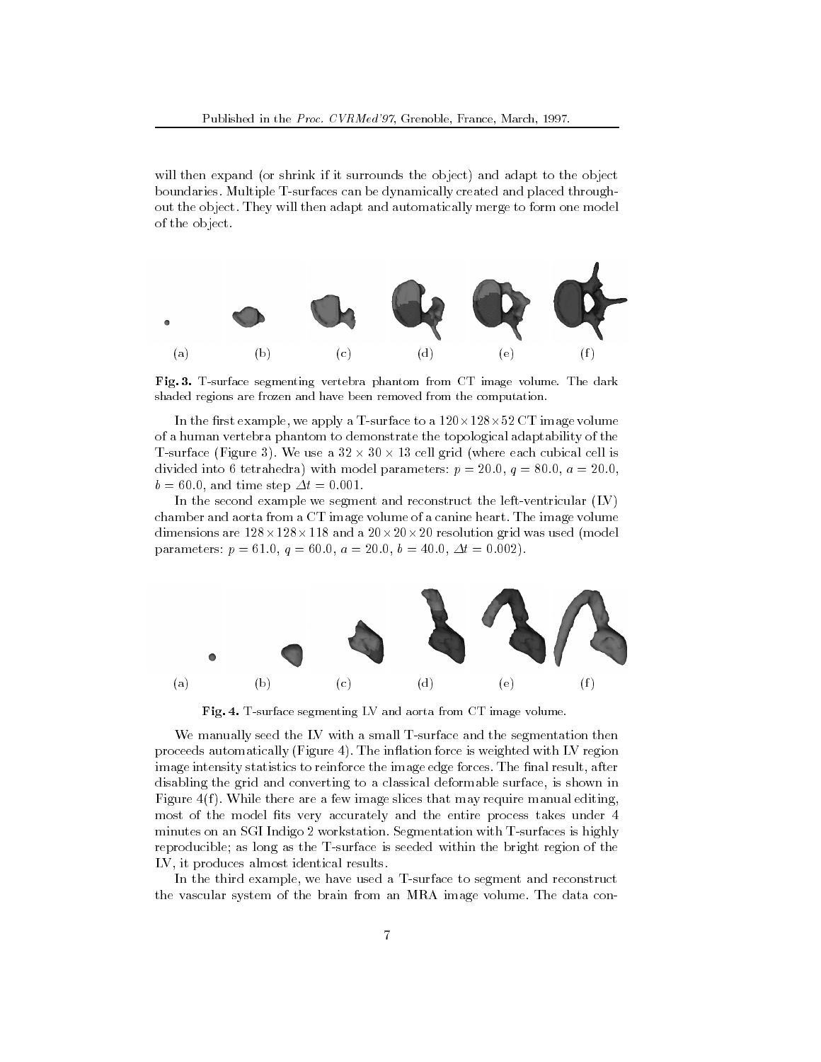will then expand (or shrink if it surrounds the object) and adapt to the object boundaries. Multiple T-surfaces can be dynamically created and placed throughout the object. They will then adapt and automatically merge to form one model of the object.

(a) (b) (c) (d) (e) (f)

**Fig. 3.** T-surface segmenting vertebra phantom from CT image volume. The dark shaded regions are frozen and have been removed from the computation.

In the first example, we apply a T-surface to a $120 \times 128 \times 52$ CT image volume of a human vertebra phantom to demonstrate the topological adaptability of the T-surface (Figure 3). We use a $32 \times 30 \times 13$ cell grid (where each cubical cell is divided into 6 tetrahedra) with model parameters: $p = 20.0$, $q = 80.0$, $a = 20.0$, $b = 60.0$, and time step $\Delta t = 0.001$.

In the second example we segment and reconstruct the left-ventricular (LV) chamber and aorta from a CT image volume of a canine heart. The image volume dimensions are $128 \times 128 \times 118$ and a $20 \times 20 \times 20$ resolution grid was used (model parameters: $p = 61.0$, $q = 60.0$, $a = 20.0$, $b = 40.0$, $\Delta t = 0.002$).

(a) (b) (c) (d) (e) (f)

**Fig. 4.** T-surface segmenting LV and aorta from CT image volume.

We manually seed the LV with a small T-surface and the segmentation then proceeds automatically (Figure 4). The inflation force is weighted with LV region image intensity statistics to reinforce the image edge forces. The final result, after disabling the grid and converting to a classical deformable surface, is shown in Figure 4(f). While there are a few image slices that may require manual editing, most of the model fits very accurately and the entire process takes under 4 minutes on an SGI Indigo 2 workstation. Segmentation with T-surfaces is highly reproducible; as long as the T-surface is seeded within the bright region of the LV, it produces almost identical results.

In the third example, we have used a T-surface to segment and reconstruct the vascular system of the brain from an MRA image volume. The data con-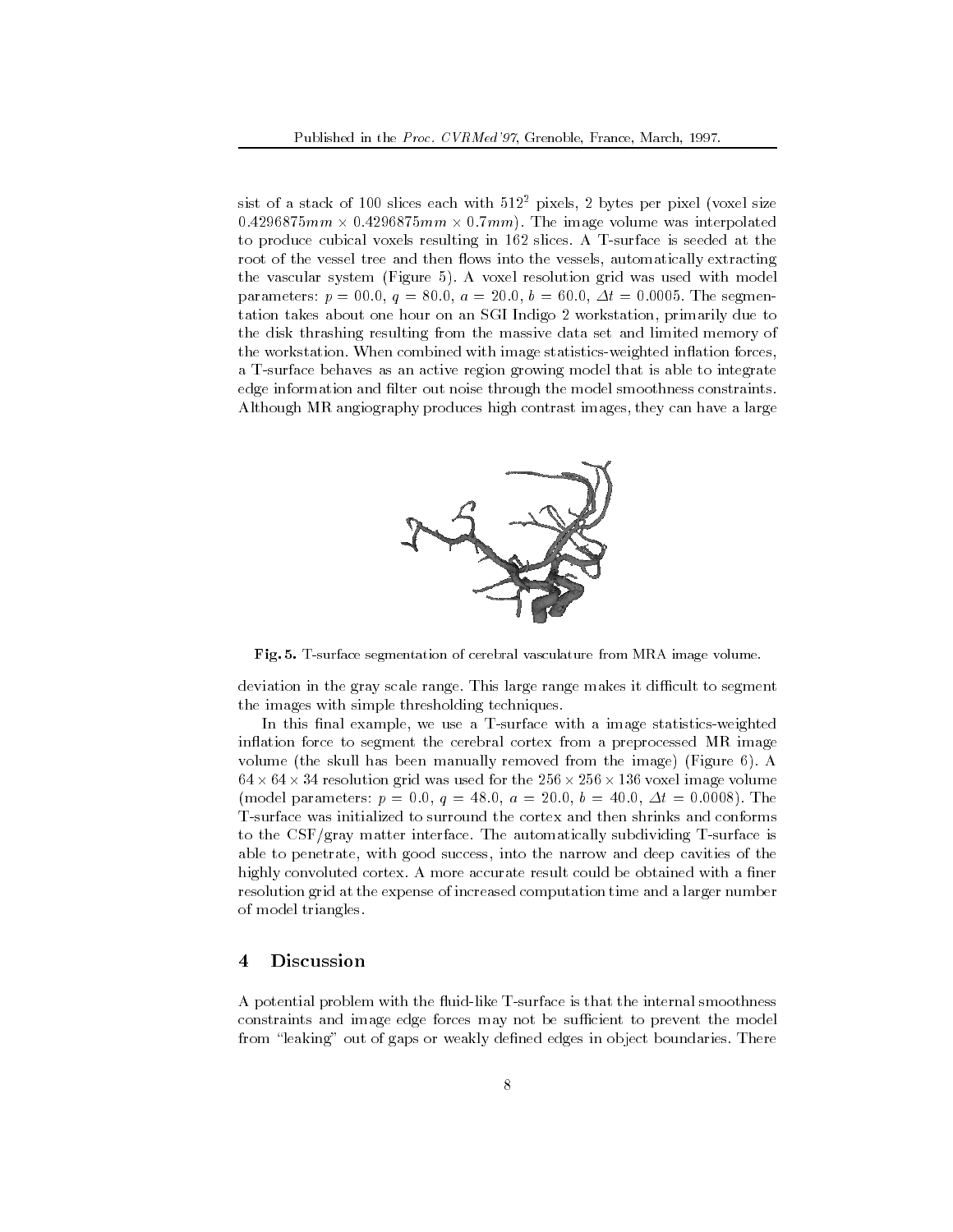sist of a stack of 100 slices each with $512^2$ pixels, 2 bytes per pixel (voxel size $0.4296875mm \times 0.4296875mm \times 0.7mm$). The image volume was interpolated to produce cubical voxels resulting in 162 slices. A T-surface is seeded at the root of the vessel tree and then flows into the vessels, automatically extracting the vascular system (Figure 5). A voxel resolution grid was used with model parameters: $p = 00.0$, $q = 80.0$, $a = 20.0$, $b = 60.0$, $\Delta t = 0.0005$. The segmentation takes about one hour on an SGI Indigo 2 workstation, primarily due to the disk thrashing resulting from the massive data set and limited memory of the workstation. When combined with image statistics-weighted inflation forces, a T-surface behaves as an active region growing model that is able to integrate edge information and filter out noise through the model smoothness constraints. Although MR angiography produces high contrast images, they can have a large deviation in the gray scale range. This large range makes it difficult to segment the images with simple thresholding techniques.

**Fig. 5.** T-surface segmentation of cerebral vasculature from MRA image volume.

In this final example, we use a T-surface with a image statistics-weighted inflation force to segment the cerebral cortex from a preprocessed MR image volume (the skull has been manually removed from the image) (Figure 6). A $64 \times 64 \times 34$ resolution grid was used for the $256 \times 256 \times 136$ voxel image volume (model parameters: $p = 0.0$, $q = 48.0$, $a = 20.0$, $b = 40.0$, $\Delta t = 0.0008$). The T-surface was initialized to surround the cortex and then shrinks and conforms to the CSF/gray matter interface. The automatically subdividing T-surface is able to penetrate, with good success, into the narrow and deep cavities of the highly convoluted cortex. A more accurate result could be obtained with a finer resolution grid at the expense of increased computation time and a larger number of model triangles.

## 4 Discussion

A potential problem with the fluid-like T-surface is that the internal smoothness constraints and image edge forces may not be sufficient to prevent the model from "leaking" out of gaps or weakly defined edges in object boundaries. There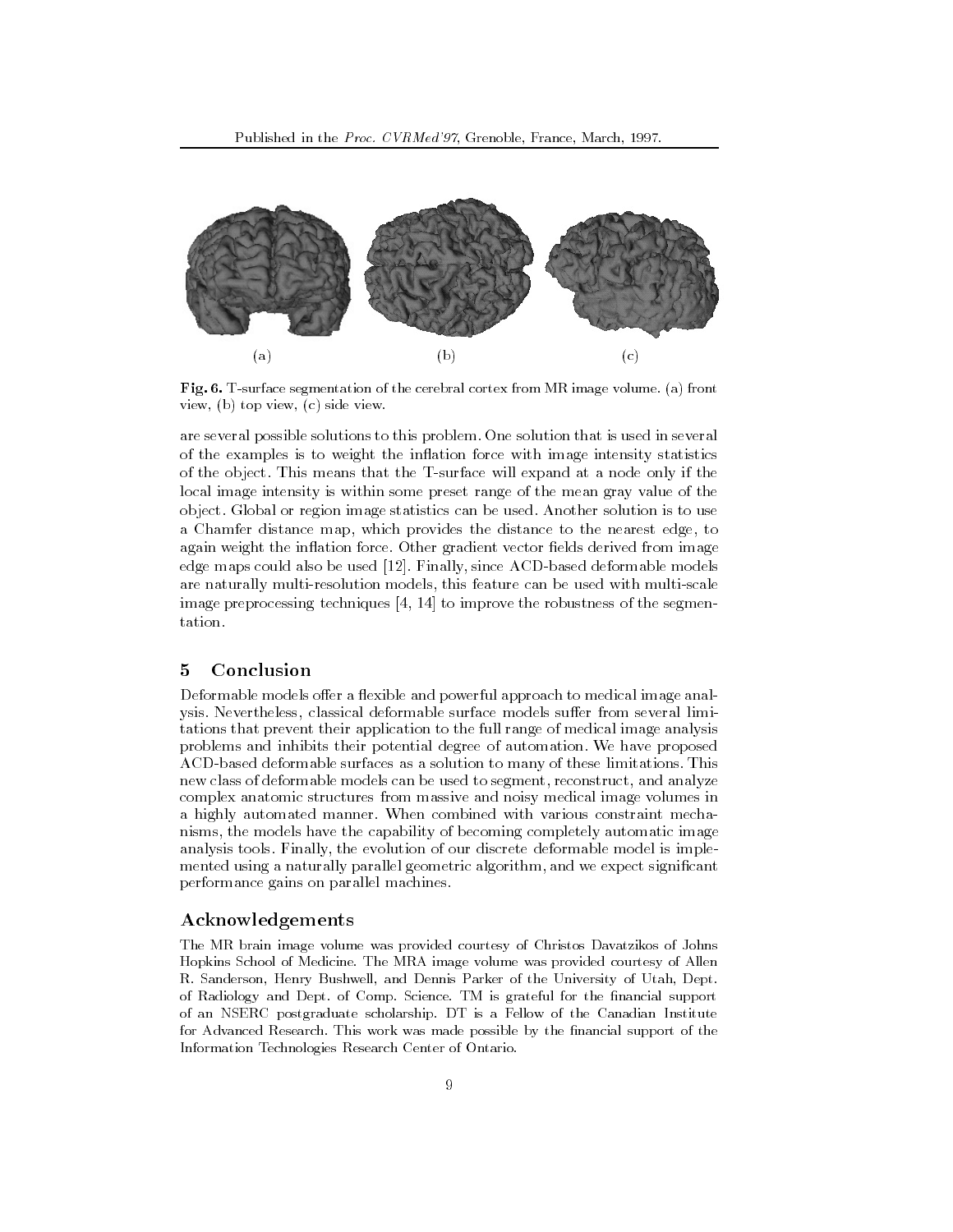(a) (b) (c)

**Fig. 6.** T-surface segmentation of the cerebral cortex from MR image volume. (a) front view, (b) top view, (c) side view.

are several possible solutions to this problem. One solution that is used in several of the examples is to weight the inflation force with image intensity statistics of the object. This means that the T-surface will expand at a node only if the local image intensity is within some preset range of the mean gray value of the object. Global or region image statistics can be used. Another solution is to use a Chamfer distance map, which provides the distance to the nearest edge, to again weight the inflation force. Other gradient vector fields derived from image edge maps could also be used [12]. Finally, since ACD-based deformable models are naturally multi-resolution models, this feature can be used with multi-scale image preprocessing techniques [4, 14] to improve the robustness of the segmentation.

## 5 Conclusion

Deformable models offer a flexible and powerful approach to medical image analysis. Nevertheless, classical deformable surface models suffer from several limitations that prevent their application to the full range of medical image analysis problems and inhibits their potential degree of automation. We have proposed ACD-based deformable surfaces as a solution to many of these limitations. This new class of deformable models can be used to segment, reconstruct, and analyze complex anatomic structures from massive and noisy medical image volumes in a highly automated manner. When combined with various constraint mechanisms, the models have the capability of becoming completely automatic image analysis tools. Finally, the evolution of our discrete deformable model is implemented using a naturally parallel geometric algorithm, and we expect significant performance gains on parallel machines.

## Acknowledgements

The MR brain image volume was provided courtesy of Christos Davatzikos of Johns Hopkins School of Medicine. The MRA image volume was provided courtesy of Allen R. Sanderson, Henry Bushwell, and Dennis Parker of the University of Utah, Dept. of Radiology and Dept. of Comp. Science. TM is grateful for the financial support of an NSERC postgraduate scholarship. DT is a Fellow of the Canadian Institute for Advanced Research. This work was made possible by the financial support of the Information Technologies Research Center of Ontario.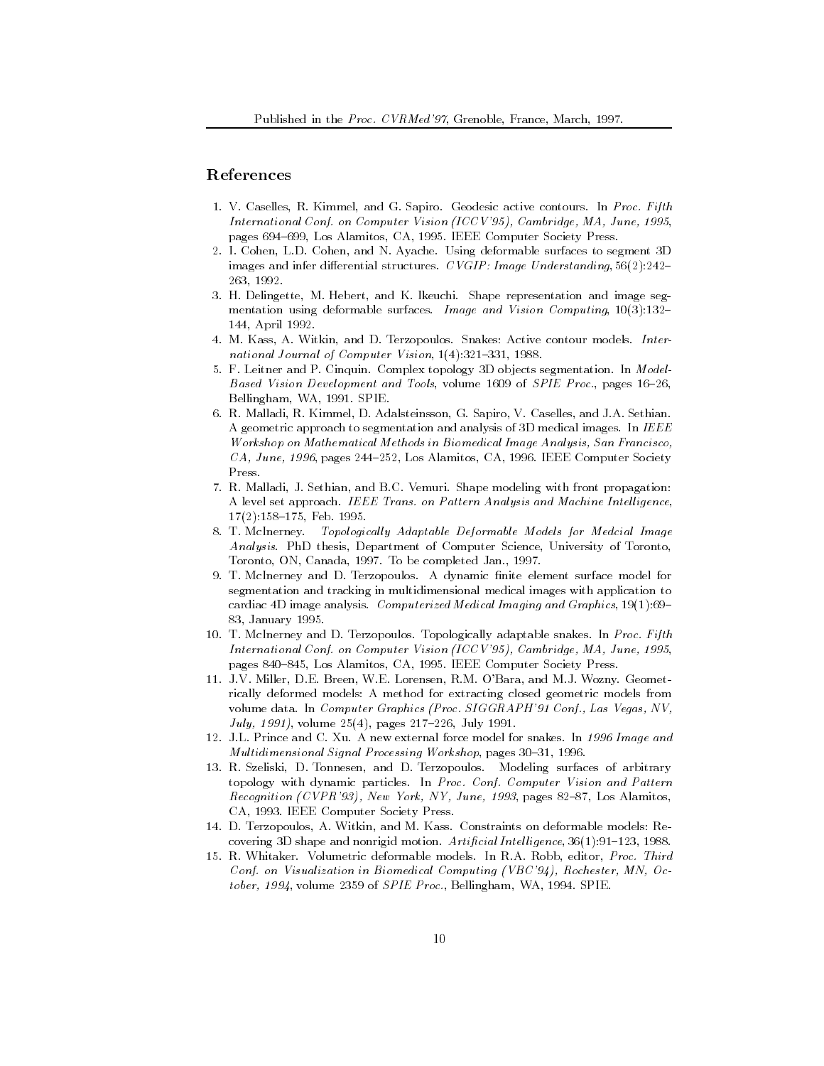## References

1. V. Caselles, R. Kimmel, and G. Sapiro. Geodesic active contours. In *Proc. Fifth International Conf. on Computer Vision (ICCV'95), Cambridge, MA, June, 1995*, pages 694–699, Los Alamitos, CA, 1995. IEEE Computer Society Press.
2. I. Cohen, L.D. Cohen, and N. Ayache. Using deformable surfaces to segment 3D images and infer differential structures. *CVGIP: Image Understanding*, 56(2):242–263, 1992.
3. H. Delingette, M. Hebert, and K. Ikeuchi. Shape representation and image segmentation using deformable surfaces. *Image and Vision Computing*, 10(3):132–144, April 1992.
4. M. Kass, A. Witkin, and D. Terzopoulos. Snakes: Active contour models. *International Journal of Computer Vision*, 1(4):321–331, 1988.
5. F. Leitner and P. Cinquin. Complex topology 3D objects segmentation. In *Model-Based Vision Development and Tools*, volume 1609 of *SPIE Proc.*, pages 16–26, Bellingham, WA, 1991. SPIE.
6. R. Malladi, R. Kimmel, D. Adalsteinsson, G. Sapiro, V. Caselles, and J.A. Sethian. A geometric approach to segmentation and analysis of 3D medical images. In *IEEE Workshop on Mathematical Methods in Biomedical Image Analysis, San Francisco, CA, June, 1996*, pages 244–252, Los Alamitos, CA, 1996. IEEE Computer Society Press.
7. R. Malladi, J. Sethian, and B.C. Vemuri. Shape modeling with front propagation: A level set approach. *IEEE Trans. on Pattern Analysis and Machine Intelligence*, 17(2):158–175, Feb. 1995.
8. T. McInerney. *Topologically Adaptable Deformable Models for Medcial Image Analysis*. PhD thesis, Department of Computer Science, University of Toronto, Toronto, ON, Canada, 1997. To be completed Jan., 1997.
9. T. McInerney and D. Terzopoulos. A dynamic finite element surface model for segmentation and tracking in multidimensional medical images with application to cardiac 4D image analysis. *Computerized Medical Imaging and Graphics*, 19(1):69–83, January 1995.
10. T. McInerney and D. Terzopoulos. Topologically adaptable snakes. In *Proc. Fifth International Conf. on Computer Vision (ICCV'95), Cambridge, MA, June, 1995*, pages 840–845, Los Alamitos, CA, 1995. IEEE Computer Society Press.
11. J.V. Miller, D.E. Breen, W.E. Lorensen, R.M. O'Bara, and M.J. Wozny. Geometrically deformed models: A method for extracting closed geometric models from volume data. In *Computer Graphics (Proc. SIGGRAPH'91 Conf., Las Vegas, NV, July, 1991)*, volume 25(4), pages 217–226, July 1991.
12. J.L. Prince and C. Xu. A new external force model for snakes. In *1996 Image and Multidimensional Signal Processing Workshop*, pages 30–31, 1996.
13. R. Szeliski, D. Tonnesen, and D. Terzopoulos. Modeling surfaces of arbitrary topology with dynamic particles. In *Proc. Conf. Computer Vision and Pattern Recognition (CVPR'93), New York, NY, June, 1993*, pages 82–87, Los Alamitos, CA, 1993. IEEE Computer Society Press.
14. D. Terzopoulos, A. Witkin, and M. Kass. Constraints on deformable models: Recovering 3D shape and nonrigid motion. *Artificial Intelligence*, 36(1):91–123, 1988.
15. R. Whitaker. Volumetric deformable models. In R.A. Robb, editor, *Proc. Third Conf. on Visualization in Biomedical Computing (VBC'94), Rochester, MN, October, 1994*, volume 2359 of *SPIE Proc.*, Bellingham, WA, 1994. SPIE.